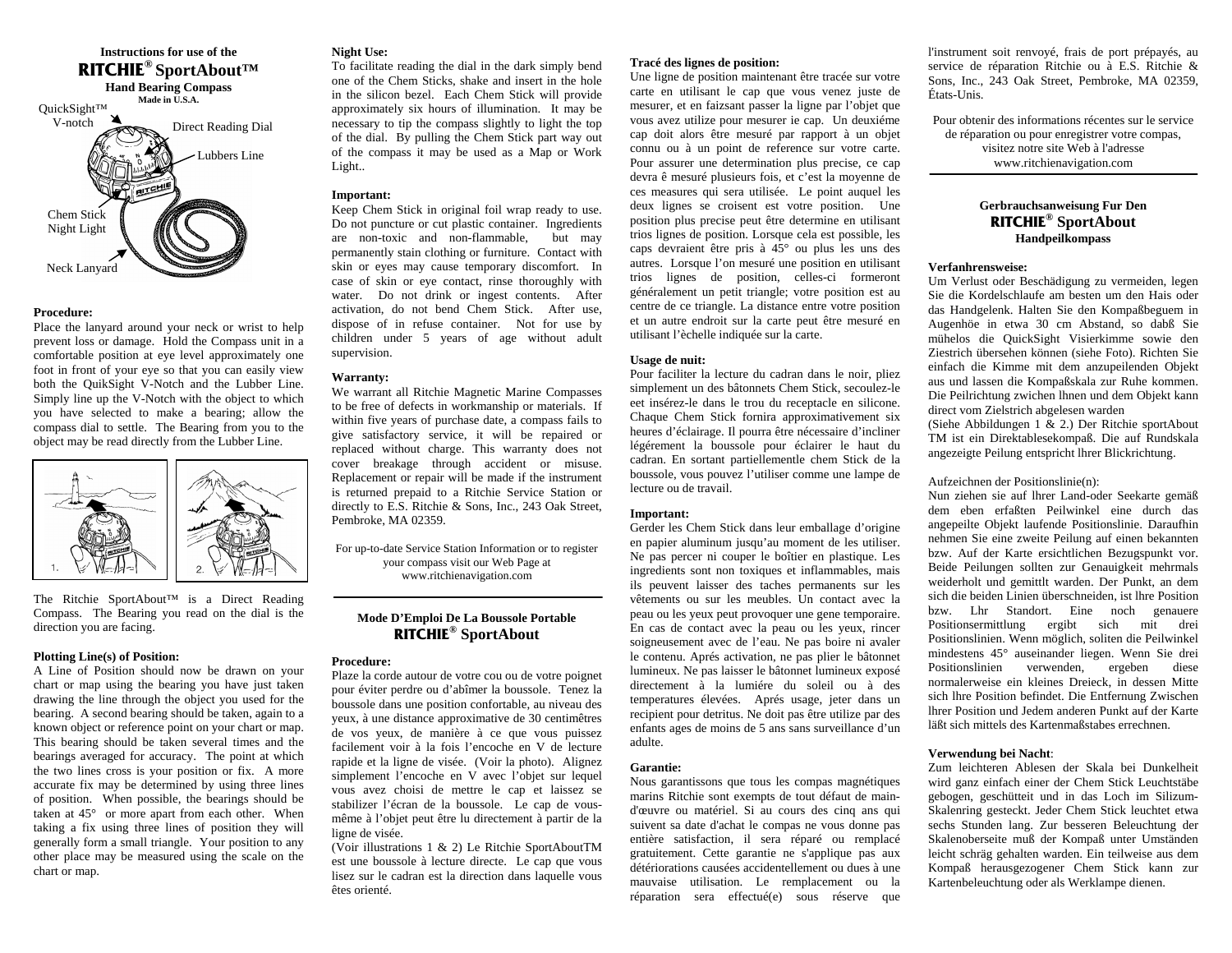# Instructions for use of the **RITCHIE**® SportAbout™

**Hand Bearing Compass**

**Made in U.S.A.**

QuickSight™ V-notch

Direct Reading Dial

Lubbers Line

Chem Stick Night Light

Neck Lanyard

**Procedure:**

Place the lanyard around your neck or wrist to help prevent loss or damage. Hold the Compass unit in a comfortable position at eye level approximately one foot in front of your eye so that you can easily view both the QuikSight V-Notch and the Lubber Line. Simply line up the V-Notch with the object to which you have selected to make a bearing; allow the compass dial to settle. The Bearing from you to the object may be read directly from the Lubber Line.

1. 2.

The Ritchie SportAbout™ is a Direct Reading Compass. The Bearing you read on the dial is the direction you are facing.

**Plotting Line(s) of Position:**

A Line of Position should now be drawn on your chart or map using the bearing you have just taken drawing the line through the object you used for the bearing. A second bearing should be taken, again to a known object or reference point on your chart or map. This bearing should be taken several times and the bearings averaged for accuracy. The point at which the two lines cross is your position or fix. A more accurate fix may be determined by using three lines of position. When possible, the bearings should be taken at 45° or more apart from each other. When taking a fix using three lines of position they will generally form a small triangle. Your position to any other place may be measured using the scale on the chart or map.

**Night Use:**

To facilitate reading the dial in the dark simply bend one of the Chem Sticks, shake and insert in the hole in the silicon bezel. Each Chem Stick will provide approximately six hours of illumination. It may be necessary to tip the compass slightly to light the top of the dial. By pulling the Chem Stick part way out of the compass it may be used as a Map or Work Light..

**Important:**

Keep Chem Stick in original foil wrap ready to use. Do not puncture or cut plastic container. Ingredients are non-toxic and non-flammable, but may permanently stain clothing or furniture. Contact with skin or eyes may cause temporary discomfort. In case of skin or eye contact, rinse thoroughly with water. Do not drink or ingest contents. After activation, do not bend Chem Stick. After use, dispose of in refuse container. Not for use by children under 5 years of age without adult supervision.

**Warranty:**

We warrant all Ritchie Magnetic Marine Compasses to be free of defects in workmanship or materials. If within five years of purchase date, a compass fails to give satisfactory service, it will be repaired or replaced without charge. This warranty does not cover breakage through accident or misuse. Replacement or repair will be made if the instrument is returned prepaid to a Ritchie Service Station or directly to E.S. Ritchie & Sons, Inc., 243 Oak Street, Pembroke, MA 02359.

For up-to-date Service Station Information or to register your compass visit our Web Page at www.ritchienavigation.com

---

# Mode D'Emploi De La Boussole Portable **RITCHIE**® SportAbout

**Procedure:**

Plaze la corde autour de votre cou ou de votre poignet pour éviter perdre ou d'abîmer la boussole. Tenez la boussole dans une position confortable, au niveau des yeux, à une distance approximative de 30 centimêtres de vos yeux, de manière à ce que vous puissez facilement voir à la fois l'encoche en V de lecture rapide et la ligne de visée. (Voir la photo). Alignez simplement l'encoche en V avec l'objet sur lequel vous avez choisi de mettre le cap et laissez se stabilizer l'écran de la boussole. Le cap de vous-même à l'objet peut être lu directement à partir de la ligne de visée.

(Voir illustrations 1 & 2) Le Ritchie SportAboutTM est une boussole à lecture directe. Le cap que vous lisez sur le cadran est la direction dans laquelle vous êtes orienté.

**Tracé des lignes de position:**

Une ligne de position maintenant être tracée sur votre carte en utilisant le cap que vous venez juste de mesurer, en faizsant passer la ligne par l'objet que vous avez utilize pour mesurer ie cap. Un deuxiéme cap doit alors être mesuré par rapport à un objet connu ou à un point de reference sur votre carte. Pour assurer une determination plus precise, ce cap devra ê mesuré plusieurs fois, et c'est la moyenne de ces measures qui sera utilisée. Le point auquel les deux lignes se croisent est votre position. Une position plus precise peut être determine en utilisant trios lignes de position. Lorsque cela est possible, les caps devraient être pris à 45° ou plus les uns des autres. Lorsque l'on mesuré une position en utilisant trios lignes de position, celles-ci formeront généralement un petit triangle; votre position est au centre de ce triangle. La distance entre votre position et un autre endroit sur la carte peut être mesuré en utilisant l'èchelle indiquée sur la carte.

**Usage de nuit:**

Pour faciliter la lecture du cadran dans le noir, pliez simplement un des bâtonnets Chem Stick, secoulez-le eet insérez-le dans le trou du receptacle en silicone. Chaque Chem Stick fornira approximativement six heures d'éclairage. Il pourra être nécessaire d'incliner légérement la boussole pour éclairer le haut du cadran. En sortant partiellementle chem Stick de la boussole, vous pouvez l'utiliser comme une lampe de lecture ou de travail.

**Important:**

Gerder les Chem Stick dans leur emballage d'origine en papier aluminum jusqu'au moment de les utiliser. Ne pas percer ni couper le boîtier en plastique. Les ingredients sont non toxiques et inflammables, mais ils peuvent laisser des taches permanents sur les vêtements ou sur les meubles. Un contact avec la peau ou les yeux peut provoquer une gene temporaire. En cas de contact avec la peau ou les yeux, rincer soigneusement avec de l'eau. Ne pas boire ni avaler le contenu. Aprés activation, ne pas plier le bâtonnet lumineux. Ne pas laisser le bâtonnet lumineux exposé directement à la lumiére du soleil ou à des temperatures élevées. Aprés usage, jeter dans un recipient pour detritus. Ne doit pas être utilize par des enfants ages de moins de 5 ans sans surveillance d'un adulte.

**Garantie:**

Nous garantissons que tous les compas magnétiques marins Ritchie sont exempts de tout défaut de main-d'œuvre ou matériel. Si au cours des cinq ans qui suivent sa date d'achat le compas ne vous donne pas entière satisfaction, il sera réparé ou remplacé gratuitement. Cette garantie ne s'applique pas aux détériorations causées accidentellement ou dues à une mauvaise utilisation. Le remplacement ou la réparation sera effectué(e) sous réserve que l'instrument soit renvoyé, frais de port prépayés, au service de réparation Ritchie ou à E.S. Ritchie & Sons, Inc., 243 Oak Street, Pembroke, MA 02359, États-Unis.

Pour obtenir des informations récentes sur le service de réparation ou pour enregistrer votre compas, visitez notre site Web à l'adresse www.ritchienavigation.com

---

# Gerbrauchsanweisung Fur Den **RITCHIE**® SportAbout

**Handpeilkompass**

**Verfanhrensweise:**

Um Verlust oder Beschädigung zu vermeiden, legen Sie die Kordelschlaufe am besten um den Hais oder das Handgelenk. Halten Sie den Kompaßbeguem in Augenhöe in etwa 30 cm Abstand, so dabß Sie mühelos die QuickSight Visierkimme sowie den Ziestrich übersehen können (siehe Foto). Richten Sie einfach die Kimme mit dem anzupeilenden Objekt aus und lassen die Kompaßskala zur Ruhe kommen. Die Peilrichtung zwichen lhnen und dem Objekt kann direct vom Zielstrich abgelesen warden

(Siehe Abbildungen 1 & 2.) Der Ritchie sportAbout TM ist ein Direktablesekompaß. Die auf Rundskala angezeigte Peilung entspricht lhrer Blickrichtung.

Aufzeichnen der Positionslinie(n):

Nun ziehen sie auf lhrer Land-oder Seekarte gemäß dem eben erfaßten Peilwinkel eine durch das angepeilte Objekt laufende Positionslinie. Daraufhin nehmen Sie eine zweite Peilung auf einen bekannten bzw. Auf der Karte ersichtlichen Bezugspunkt vor. Beide Peilungen sollten zur Genauigkeit mehrmals weiderholt und gemittlt warden. Der Punkt, an dem sich die beiden Linien überschneiden, ist lhre Position bzw. Lhr Standort. Eine noch genauere Positionsermittlung ergibt sich mit drei Positionslinien. Wenn möglich, soliten die Peilwinkel mindestens 45° auseinander liegen. Wenn Sie drei Positionslinien verwenden, ergeben diese normalerweise ein kleines Dreieck, in dessen Mitte sich lhre Position befindet. Die Entfernung Zwischen lhrer Position und Jedem anderen Punkt auf der Karte läßt sich mittels des Kartenmaßstabes errechnen.

**Verwendung bei Nacht**:

Zum leichteren Ablesen der Skala bei Dunkelheit wird ganz einfach einer der Chem Stick Leuchtstäbe gebogen, geschüttelt und in das Loch im Silizum-Skalenring gesteckt. Jeder Chem Stick leuchtet etwa sechs Stunden lang. Zur besseren Beleuchtung der Skalenoberseite muß der Kompaß unter Umständen leicht schräg gehalten warden. Ein teilweise aus dem Kompaß herausgezogener Chem Stick kann zur Kartenbeleuchtung oder als Werklampe dienen.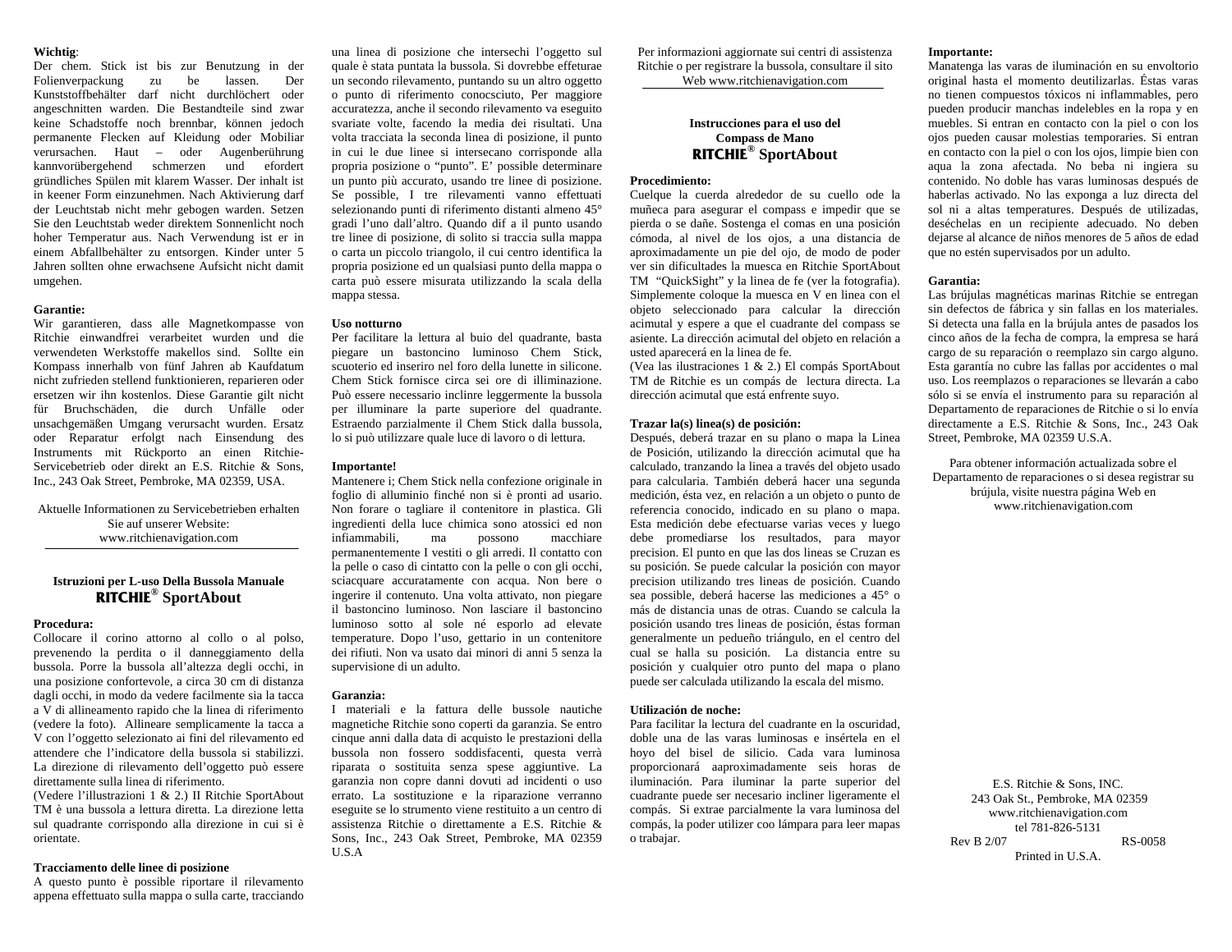**Wichtig**:
Der chem. Stick ist bis zur Benutzung in der Folienverpackung zu be lassen. Der Kunststoffbehälter darf nicht durchlöchert oder angeschnitten warden. Die Bestandteile sind zwar keine Schadstoffe noch brennbar, können jedoch permanente Flecken auf Kleidung oder Mobiliar verursachen. Haut – oder Augenberührung kannvorübergehend schmerzen und efordert gründliches Spülen mit klarem Wasser. Der inhalt ist in keener Form einzunehmen. Nach Aktivierung darf der Leuchtstab nicht mehr gebogen warden. Setzen Sie den Leuchtstab weder direktem Sonnenlicht noch hoher Temperatur aus. Nach Verwendung ist er in einem Abfallbehälter zu entsorgen. Kinder unter 5 Jahren sollten ohne erwachsene Aufsicht nicht damit umgehen.

**Garantie:**
Wir garantieren, dass alle Magnetkompasse von Ritchie einwandfrei verarbeitet wurden und die verwendeten Werkstoffe makellos sind. Sollte ein Kompass innerhalb von fünf Jahren ab Kaufdatum nicht zufrieden stellend funktionieren, reparieren oder ersetzen wir ihn kostenlos. Diese Garantie gilt nicht für Bruchschäden, die durch Unfälle oder unsachgemäßen Umgang verursacht wurden. Ersatz oder Reparatur erfolgt nach Einsendung des Instruments mit Rückporto an einen Ritchie-Servicebetrieb oder direkt an E.S. Ritchie & Sons, Inc., 243 Oak Street, Pembroke, MA 02359, USA.

Aktuelle Informationen zu Servicebetrieben erhalten Sie auf unserer Website:
www.ritchienavigation.com

## Istruzioni per L-uso Della Bussola Manuale RITCHIE® SportAbout

**Procedura:**
Collocare il corino attorno al collo o al polso, prevenendo la perdita o il danneggiamento della bussola. Porre la bussola all'altezza degli occhi, in una posizione confortevole, a circa 30 cm di distanza dagli occhi, in modo da vedere facilmente sia la tacca a V di allineamento rapido che la linea di riferimento (vedere la foto). Allineare semplicemente la tacca a V con l'oggetto selezionato ai fini del rilevamento ed attendere che l'indicatore della bussola si stabilizzi. La direzione di rilevamento dell'oggetto può essere direttamente sulla linea di riferimento.
(Vedere l'illustrazioni 1 & 2.) Il Ritchie SportAbout TM è una bussola a lettura diretta. La direzione letta sul quadrante corrispondo alla direzione in cui si è orientate.

**Tracciamento delle linee di posizione**
A questo punto è possible riportare il rilevamento appena effettuato sulla mappa o sulla carte, tracciando una linea di posizione che intersechi l'oggetto sul quale è stata puntata la bussola. Si dovrebbe effeturae un secondo rilevamento, puntando su un altro oggetto o punto di riferimento conocsciuto, Per maggiore accuratezza, anche il secondo rilevamento va eseguito svariate volte, facendo la media dei risultati. Una volta tracciata la seconda linea di posizione, il punto in cui le due linee si intersecano corrisponde alla propria posizione o "punto". E' possible determinare un punto più accurato, usando tre linee di posizione. Se possible, I tre rilevamenti vanno effettuati selezionando punti di riferimento distanti almeno 45° gradi l'uno dall'altro. Quando dif a il punto usando tre linee di posizione, di solito si traccia sulla mappa o carta un piccolo triangolo, il cui centro identifica la propria posizione ed un qualsiasi punto della mappa o carta può essere misurata utilizzando la scala della mappa stessa.

**Uso notturno**
Per facilitare la lettura al buio del quadrante, basta piegare un bastoncino luminoso Chem Stick, scuoterio ed inseriro nel foro della lunette in silicone. Chem Stick fornisce circa sei ore di illiminazione. Può essere necessario inclinre leggermente la bussola per illuminare la parte superiore del quadrante. Estraendo parzialmente il Chem Stick dalla bussola, lo si può utilizzare quale luce di lavoro o di lettura.

**Importante!**
Mantenere i; Chem Stick nella confezione originale in foglio di alluminio finché non si è pronti ad usario. Non forare o tagliare il contenitore in plastica. Gli ingredienti della luce chimica sono atossici ed non infiammabili, ma possono macchiare permanentemente I vestiti o gli arredi. Il contatto con la pelle o caso di cintatto con la pelle o con gli occhi, sciacquare accuratamente con acqua. Non bere o ingerire il contenuto. Una volta attivato, non piegare il bastoncino luminoso. Non lasciare il bastoncino luminoso sotto al sole né esporlo ad elevate temperature. Dopo l'uso, gettario in un contenitore dei rifiuti. Non va usato dai minori di anni 5 senza la supervisione di un adulto.

**Garanzia:**
I materiali e la fattura delle bussole nautiche magnetiche Ritchie sono coperti da garanzia. Se entro cinque anni dalla data di acquisto le prestazioni della bussola non fossero soddisfacenti, questa verrà riparata o sostituita senza spese aggiuntive. La garanzia non copre danni dovuti ad incidenti o uso errato. La sostituzione e la riparazione verranno eseguite se lo strumento viene restituito a un centro di assistenza Ritchie o direttamente a E.S. Ritchie & Sons, Inc., 243 Oak Street, Pembroke, MA 02359 U.S.A

Per informazioni aggiornate sui centri di assistenza Ritchie o per registrare la bussola, consultare il sito Web www.ritchienavigation.com

## Instrucciones para el uso del Compass de Mano RITCHIE® SportAbout

**Procedimiento:**
Cuelque la cuerda alrededor de su cuello ode la muñeca para asegurar el compass e impedir que se pierda o se dañe. Sostenga el comas en una posición cómoda, al nivel de los ojos, a una distancia de aproximadamente un pie del ojo, de modo de poder ver sin dificultades la muesca en Ritchie SportAbout TM "QuickSight" y la linea de fe (ver la fotografia). Simplemente coloque la muesca en V en linea con el objeto seleccionado para calcular la dirección acimutal y espere a que el cuadrante del compass se asiente. La dirección acimutal del objeto en relación a usted aparecerá en la linea de fe.
(Vea las ilustraciones 1 & 2.) El compás SportAbout TM de Ritchie es un compás de lectura directa. La dirección acimutal que está enfrente suyo.

**Trazar la(s) linea(s) de posición:**
Después, deberá trazar en su plano o mapa la Linea de Posición, utilizando la dirección acimutal que ha calculado, tranzando la linea a través del objeto usado para calcularia. También deberá hacer una segunda medición, ésta vez, en relación a un objeto o punto de referencia conocido, indicado en su plano o mapa. Esta medición debe efectuarse varias veces y luego debe promediarse los resultados, para mayor precision. El punto en que las dos lineas se Cruzan es su posición. Se puede calcular la posición con mayor precision utilizando tres lineas de posición. Cuando sea possible, deberá hacerse las mediciones a 45° o más de distancia unas de otras. Cuando se calcula la posición usando tres lineas de posición, éstas forman generalmente un pequeño triángulo, en el centro del cual se halla su posición. La distancia entre su posición y cualquier otro punto del mapa o plano puede ser calculada utilizando la escala del mismo.

**Utilización de noche:**
Para facilitar la lectura del cuadrante en la oscuridad, doble una de las varas luminosas e insértela en el hoyo del bisel de silicio. Cada vara luminosa proporcionará aaproximadamente seis horas de iluminación. Para iluminar la parte superior del cuadrante puede ser necesario incliner ligeramente el compás. Si extrae parcialmente la vara luminosa del compás, la poder utilizer coo lámpara para leer mapas o trabajar.

**Importante:**
Manatenga las varas de iluminación en su envoltorio original hasta el momento deutilizarlas. Éstas varas no tienen compuestos tóxicos ni inflammables, pero pueden producir manchas indelebles en la ropa y en muebles. Si entran en contacto con la piel o con los ojos pueden causar molestias temporaries. Si entran en contacto con la piel o con los ojos, limpie bien con aqua la zona afectada. No beba ni ingiera su contenido. No doble has varas luminosas después de haberlas activado. No las exponga a luz directa del sol ni a altas temperatures. Después de utilizadas, deséchelas en un recipiente adecuado. No deben dejarse al alcance de niños menores de 5 años de edad que no estén supervisados por un adulto.

**Garantia:**
Las brújulas magnéticas marinas Ritchie se entregan sin defectos de fábrica y sin fallas en los materiales. Si detecta una falla en la brújula antes de pasados los cinco años de la fecha de compra, la empresa se hará cargo de su reparación o reemplazo sin cargo alguno. Esta garantía no cubre las fallas por accidentes o mal uso. Los reemplazos o reparaciones se llevarán a cabo sólo si se envía el instrumento para su reparación al Departamento de reparaciones de Ritchie o si lo envía directamente a E.S. Ritchie & Sons, Inc., 243 Oak Street, Pembroke, MA 02359 U.S.A.

Para obtener información actualizada sobre el Departamento de reparaciones o si desea registrar su brújula, visite nuestra página Web en www.ritchienavigation.com

E.S. Ritchie & Sons, INC.
243 Oak St., Pembroke, MA 02359
www.ritchienavigation.com
tel 781-826-5131
Rev B 2/07 RS-0058
Printed in U.S.A.